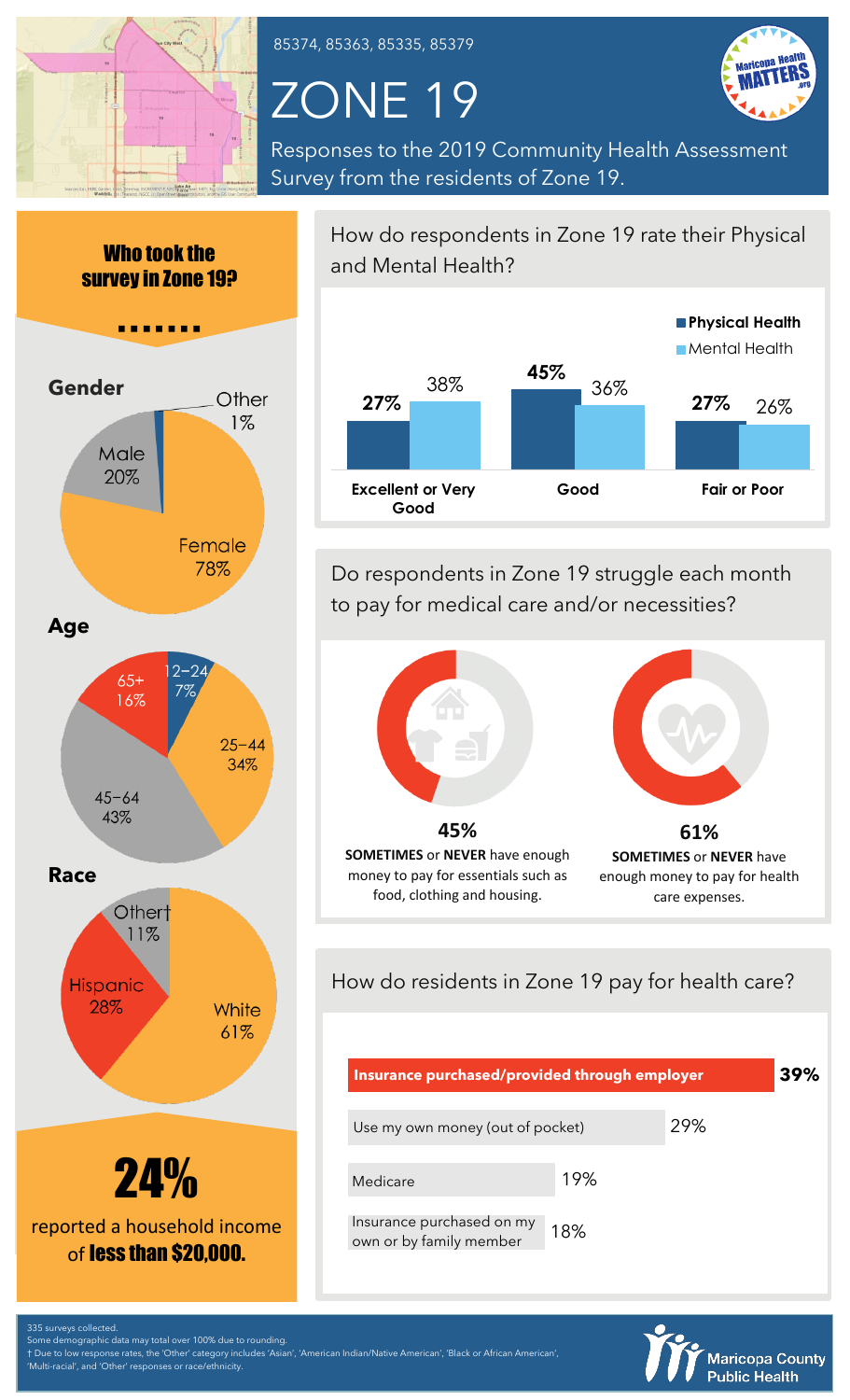85374, 85363, 85335, 85379

# ZONE 19

Responses to the 2019 Community Health Assessment Survey from the residents of Zone 19.

## Who took the survey in Zone 19?

**Gender**

Other 1%

Male 20%

Female 78%

**Age**

12–24 7%

25–44 34%

45–64 43%

65+ 16%

**Race**

Other† 11%

Hispanic 28%

White 61%

**24%** reported a household income of **less than $20,000.**

## How do respondents in Zone 19 rate their Physical and Mental Health?

Physical Health

Mental Health

Excellent or Very Good: 27% / 38%

Good: 45% / 36%

Fair or Poor: 27% / 26%

## Do respondents in Zone 19 struggle each month to pay for medical care and/or necessities?

**45%** **SOMETIMES** or **NEVER** have enough money to pay for essentials such as food, clothing and housing.

**61%** **SOMETIMES** or **NEVER** have enough money to pay for health care expenses.

## How do residents in Zone 19 pay for health care?

**Insurance purchased/provided through employer** **39%**

Use my own money (out of pocket) 29%

Medicare 19%

Insurance purchased on my own or by family member 18%

335 surveys collected.
Some demographic data may total over 100% due to rounding.
† Due to low response rates, the 'Other' category includes 'Asian', 'American Indian/Native American', 'Black or African American', 'Multi-racial', and 'Other' responses or race/ethnicity.

Maricopa County Public Health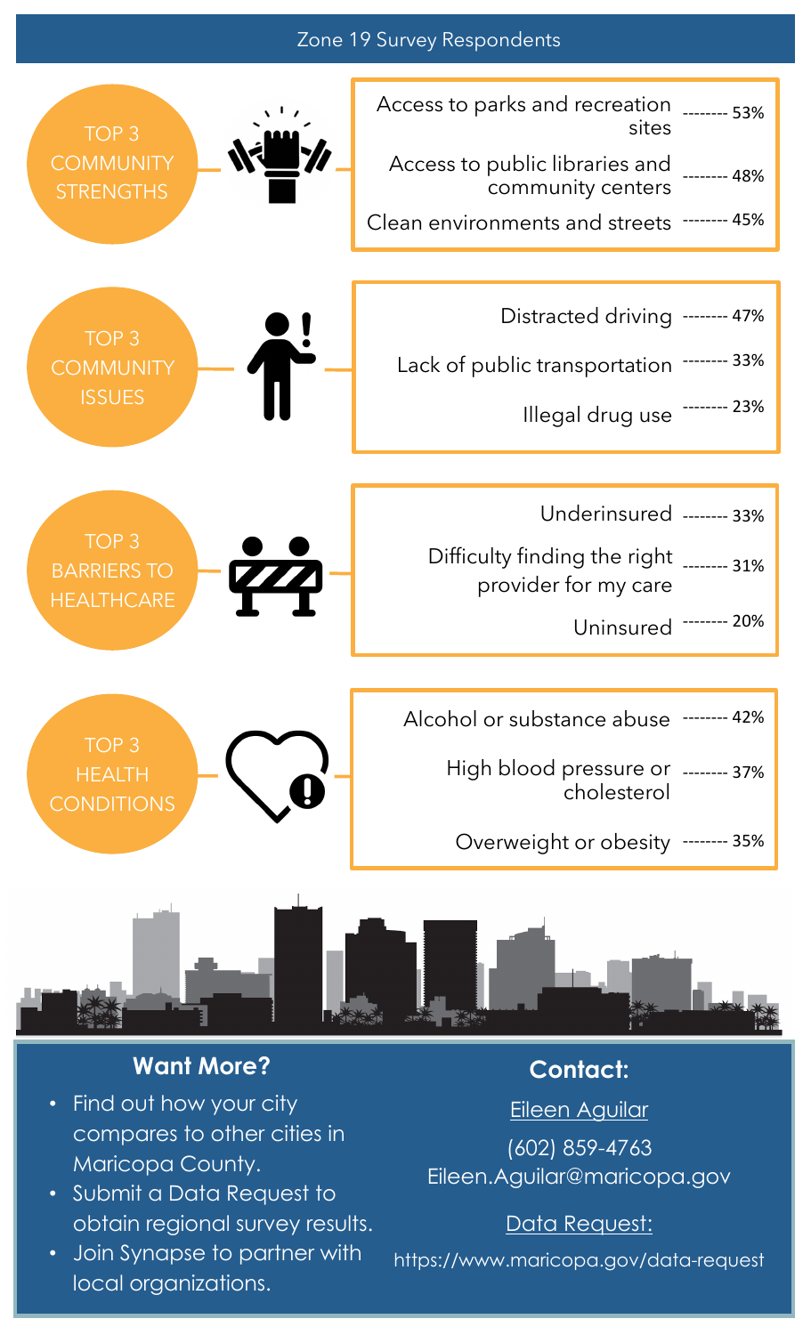## Zone 19 Survey Respondents

### TOP 3 COMMUNITY STRENGTHS

- Access to parks and recreation sites -------- 53%
- Access to public libraries and community centers -------- 48%
- Clean environments and streets -------- 45%

### TOP 3 COMMUNITY ISSUES

- Distracted driving -------- 47%
- Lack of public transportation -------- 33%
- Illegal drug use -------- 23%

### TOP 3 BARRIERS TO HEALTHCARE

- Underinsured -------- 33%
- Difficulty finding the right provider for my care -------- 31%
- Uninsured -------- 20%

### TOP 3 HEALTH CONDITIONS

- Alcohol or substance abuse -------- 42%
- High blood pressure or cholesterol -------- 37%
- Overweight or obesity -------- 35%

## Want More?

- Find out how your city compares to other cities in Maricopa County.
- Submit a Data Request to obtain regional survey results.
- Join Synapse to partner with local organizations.

## Contact:

Eileen Aguilar

(602) 859-4763

Eileen.Aguilar@maricopa.gov

Data Request:

https://www.maricopa.gov/data-request